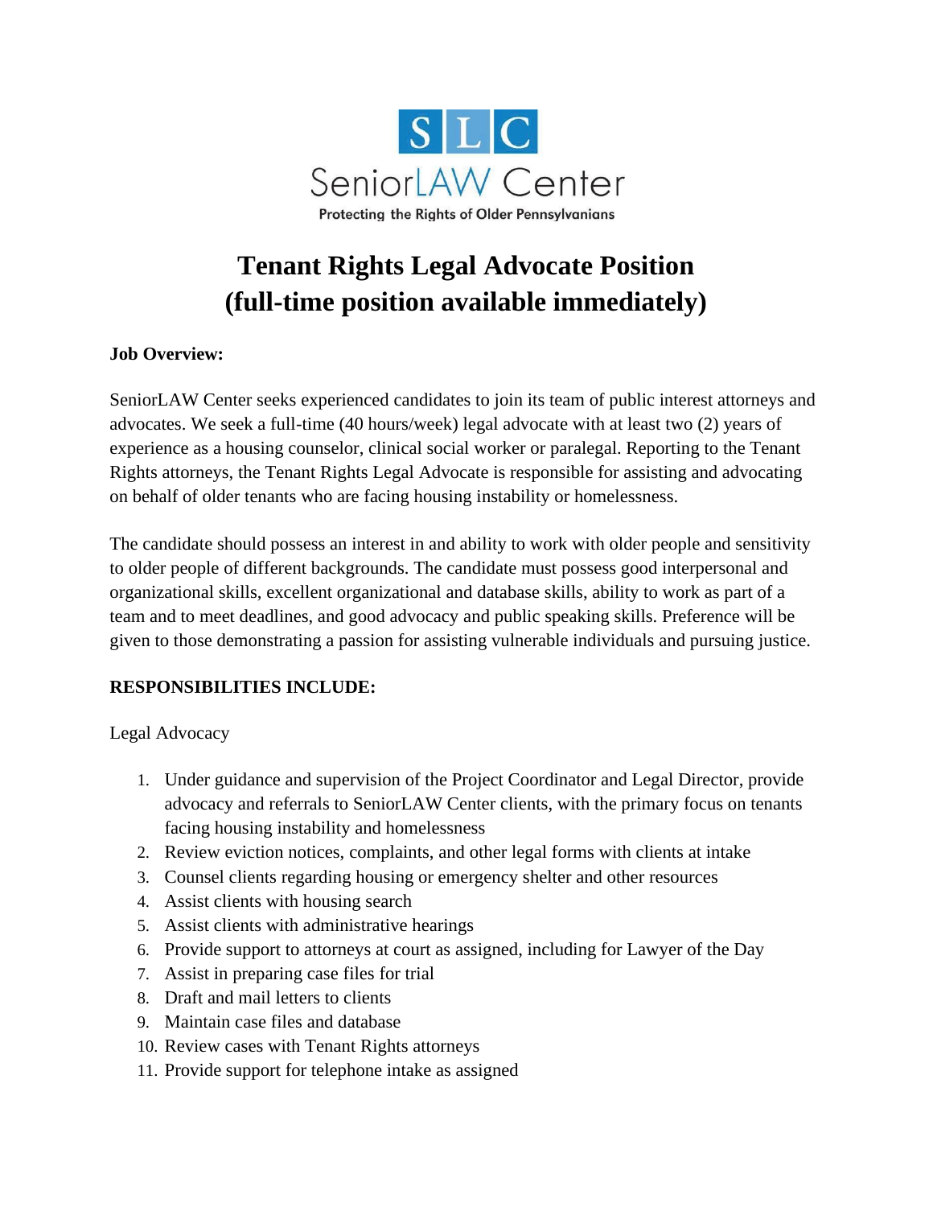SLC

SeniorLAW Center

Protecting the Rights of Older Pennsylvanians

# Tenant Rights Legal Advocate Position (full-time position available immediately)

**Job Overview:**

SeniorLAW Center seeks experienced candidates to join its team of public interest attorneys and advocates. We seek a full-time (40 hours/week) legal advocate with at least two (2) years of experience as a housing counselor, clinical social worker or paralegal. Reporting to the Tenant Rights attorneys, the Tenant Rights Legal Advocate is responsible for assisting and advocating on behalf of older tenants who are facing housing instability or homelessness.

The candidate should possess an interest in and ability to work with older people and sensitivity to older people of different backgrounds. The candidate must possess good interpersonal and organizational skills, excellent organizational and database skills, ability to work as part of a team and to meet deadlines, and good advocacy and public speaking skills. Preference will be given to those demonstrating a passion for assisting vulnerable individuals and pursuing justice.

**RESPONSIBILITIES INCLUDE:**

Legal Advocacy

1. Under guidance and supervision of the Project Coordinator and Legal Director, provide advocacy and referrals to SeniorLAW Center clients, with the primary focus on tenants facing housing instability and homelessness
2. Review eviction notices, complaints, and other legal forms with clients at intake
3. Counsel clients regarding housing or emergency shelter and other resources
4. Assist clients with housing search
5. Assist clients with administrative hearings
6. Provide support to attorneys at court as assigned, including for Lawyer of the Day
7. Assist in preparing case files for trial
8. Draft and mail letters to clients
9. Maintain case files and database
10. Review cases with Tenant Rights attorneys
11. Provide support for telephone intake as assigned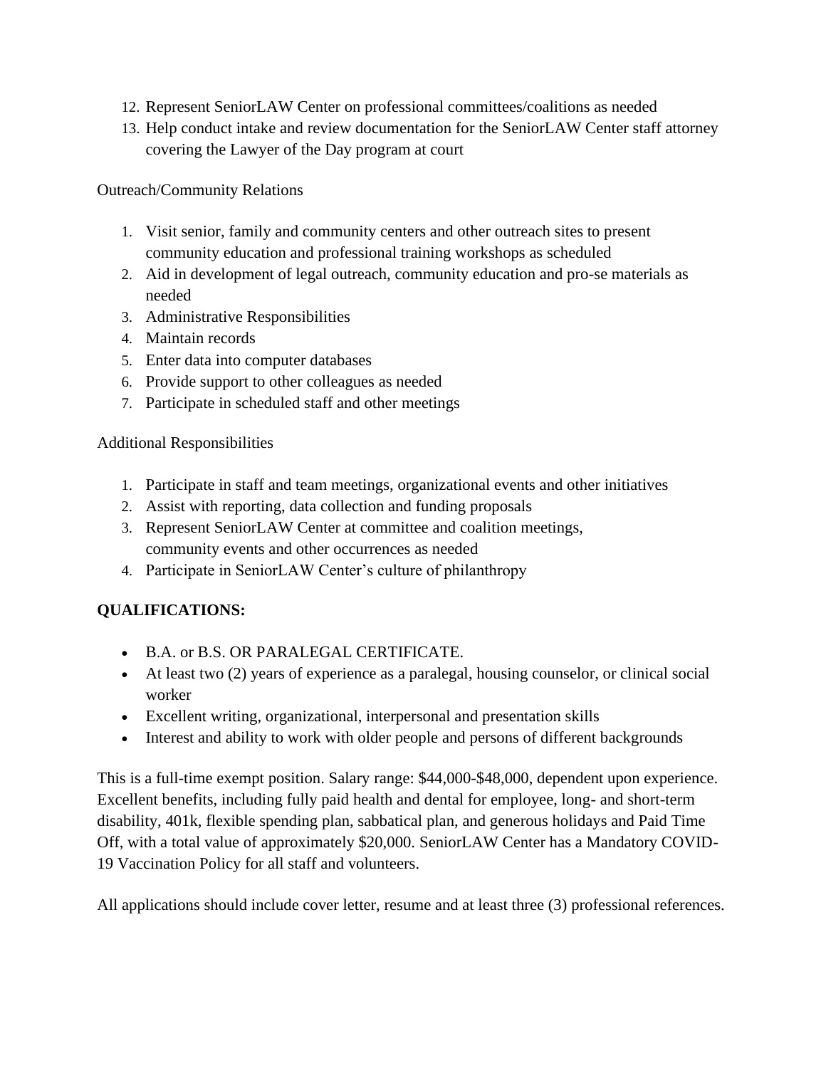12. Represent SeniorLAW Center on professional committees/coalitions as needed
13. Help conduct intake and review documentation for the SeniorLAW Center staff attorney covering the Lawyer of the Day program at court

Outreach/Community Relations

1. Visit senior, family and community centers and other outreach sites to present community education and professional training workshops as scheduled
2. Aid in development of legal outreach, community education and pro-se materials as needed
3. Administrative Responsibilities
4. Maintain records
5. Enter data into computer databases
6. Provide support to other colleagues as needed
7. Participate in scheduled staff and other meetings

Additional Responsibilities

1. Participate in staff and team meetings, organizational events and other initiatives
2. Assist with reporting, data collection and funding proposals
3. Represent SeniorLAW Center at committee and coalition meetings, community events and other occurrences as needed
4. Participate in SeniorLAW Center's culture of philanthropy

**QUALIFICATIONS:**

- B.A. or B.S. OR PARALEGAL CERTIFICATE.
- At least two (2) years of experience as a paralegal, housing counselor, or clinical social worker
- Excellent writing, organizational, interpersonal and presentation skills
- Interest and ability to work with older people and persons of different backgrounds

This is a full-time exempt position. Salary range: $44,000-$48,000, dependent upon experience. Excellent benefits, including fully paid health and dental for employee, long- and short-term disability, 401k, flexible spending plan, sabbatical plan, and generous holidays and Paid Time Off, with a total value of approximately $20,000. SeniorLAW Center has a Mandatory COVID-19 Vaccination Policy for all staff and volunteers.

All applications should include cover letter, resume and at least three (3) professional references.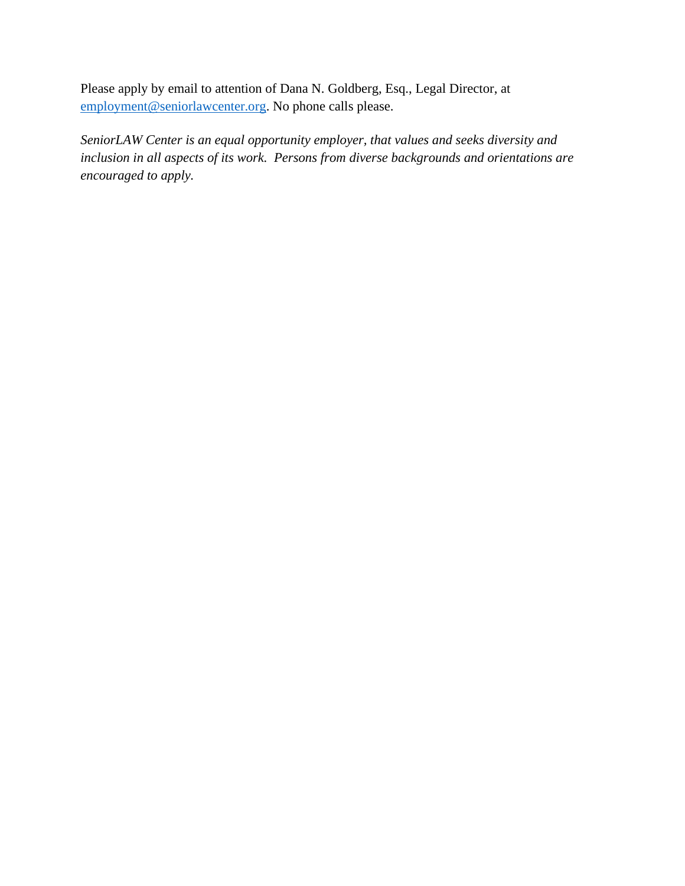Please apply by email to attention of Dana N. Goldberg, Esq., Legal Director, at [employment@seniorlawcenter.org](mailto:employment@seniorlawcenter.org). No phone calls please.

*SeniorLAW Center is an equal opportunity employer, that values and seeks diversity and inclusion in all aspects of its work. Persons from diverse backgrounds and orientations are encouraged to apply.*